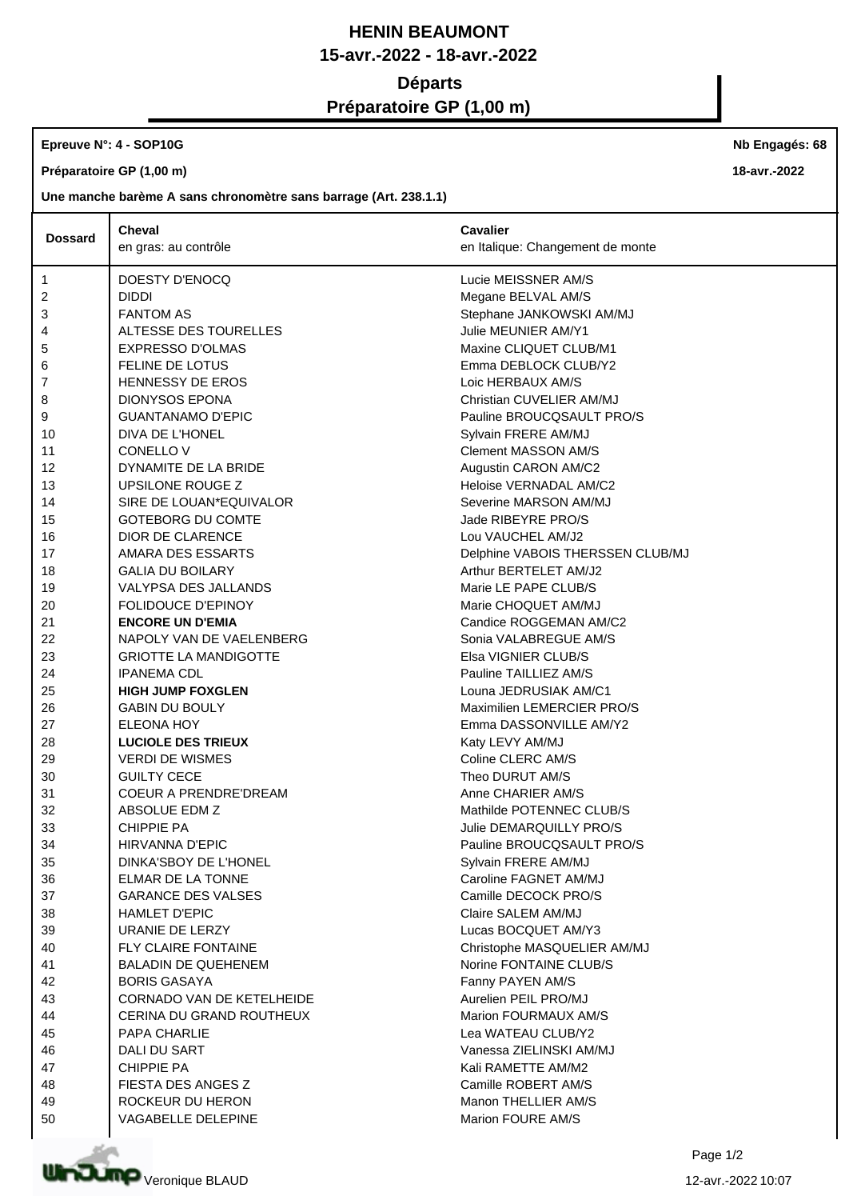# HENIN BEAUMONT

**15-avr.-2022 - 18-avr.-2022**

## Départs

## Préparatoire GP (1,00 m)

**Epreuve N°: 4 - SOP10G** — **Nb Engagés: 68**

**Préparatoire GP (1,00 m)** — **18-avr.-2022**

**Une manche barème A sans chronomètre sans barrage (Art. 238.1.1)**

| Dossard | Cheval<br>en gras: au contrôle | Cavalier<br>*en Italique: Changement de monte* |
|---|---|---|
| 1 | DOESTY D'ENOCQ | Lucie MEISSNER AM/S |
| 2 | DIDDI | Megane BELVAL AM/S |
| 3 | FANTOM AS | Stephane JANKOWSKI AM/MJ |
| 4 | ALTESSE DES TOURELLES | Julie MEUNIER AM/Y1 |
| 5 | EXPRESSO D'OLMAS | Maxine CLIQUET CLUB/M1 |
| 6 | FELINE DE LOTUS | Emma DEBLOCK CLUB/Y2 |
| 7 | HENNESSY DE EROS | Loic HERBAUX AM/S |
| 8 | DIONYSOS EPONA | Christian CUVELIER AM/MJ |
| 9 | GUANTANAMO D'EPIC | Pauline BROUCQSAULT PRO/S |
| 10 | DIVA DE L'HONEL | Sylvain FRERE AM/MJ |
| 11 | CONELLO V | Clement MASSON AM/S |
| 12 | DYNAMITE DE LA BRIDE | Augustin CARON AM/C2 |
| 13 | UPSILONE ROUGE Z | Heloise VERNADAL AM/C2 |
| 14 | SIRE DE LOUAN*EQUIVALOR | Severine MARSON AM/MJ |
| 15 | GOTEBORG DU COMTE | Jade RIBEYRE PRO/S |
| 16 | DIOR DE CLARENCE | Lou VAUCHEL AM/J2 |
| 17 | AMARA DES ESSARTS | Delphine VABOIS THERSSEN CLUB/MJ |
| 18 | GALIA DU BOILARY | Arthur BERTELET AM/J2 |
| 19 | VALYPSA DES JALLANDS | Marie LE PAPE CLUB/S |
| 20 | FOLIDOUCE D'EPINOY | Marie CHOQUET AM/MJ |
| 21 | **ENCORE UN D'EMIA** | Candice ROGGEMAN AM/C2 |
| 22 | NAPOLY VAN DE VAELENBERG | Sonia VALABREGUE AM/S |
| 23 | GRIOTTE LA MANDIGOTTE | Elsa VIGNIER CLUB/S |
| 24 | IPANEMA CDL | Pauline TAILLIEZ AM/S |
| 25 | **HIGH JUMP FOXGLEN** | Louna JEDRUSIAK AM/C1 |
| 26 | GABIN DU BOULY | Maximilien LEMERCIER PRO/S |
| 27 | ELEONA HOY | Emma DASSONVILLE AM/Y2 |
| 28 | **LUCIOLE DES TRIEUX** | Katy LEVY AM/MJ |
| 29 | VERDI DE WISMES | Coline CLERC AM/S |
| 30 | GUILTY CECE | Theo DURUT AM/S |
| 31 | COEUR A PRENDRE'DREAM | Anne CHARIER AM/S |
| 32 | ABSOLUE EDM Z | Mathilde POTENNEC CLUB/S |
| 33 | CHIPPIE PA | Julie DEMARQUILLY PRO/S |
| 34 | HIRVANNA D'EPIC | Pauline BROUCQSAULT PRO/S |
| 35 | DINKA'SBOY DE L'HONEL | Sylvain FRERE AM/MJ |
| 36 | ELMAR DE LA TONNE | Caroline FAGNET AM/MJ |
| 37 | GARANCE DES VALSES | Camille DECOCK PRO/S |
| 38 | HAMLET D'EPIC | Claire SALEM AM/MJ |
| 39 | URANIE DE LERZY | Lucas BOCQUET AM/Y3 |
| 40 | FLY CLAIRE FONTAINE | Christophe MASQUELIER AM/MJ |
| 41 | BALADIN DE QUEHENEM | Norine FONTAINE CLUB/S |
| 42 | BORIS GASAYA | Fanny PAYEN AM/S |
| 43 | CORNADO VAN DE KETELHEIDE | Aurelien PEIL PRO/MJ |
| 44 | CERINA DU GRAND ROUTHEUX | Marion FOURMAUX AM/S |
| 45 | PAPA CHARLIE | Lea WATEAU CLUB/Y2 |
| 46 | DALI DU SART | Vanessa ZIELINSKI AM/MJ |
| 47 | CHIPPIE PA | Kali RAMETTE AM/M2 |
| 48 | FIESTA DES ANGES Z | Camille ROBERT AM/S |
| 49 | ROCKEUR DU HERON | Manon THELLIER AM/S |
| 50 | VAGABELLE DELEPINE | Marion FOURE AM/S |

Veronique BLAUD — 12-avr.-2022 10:07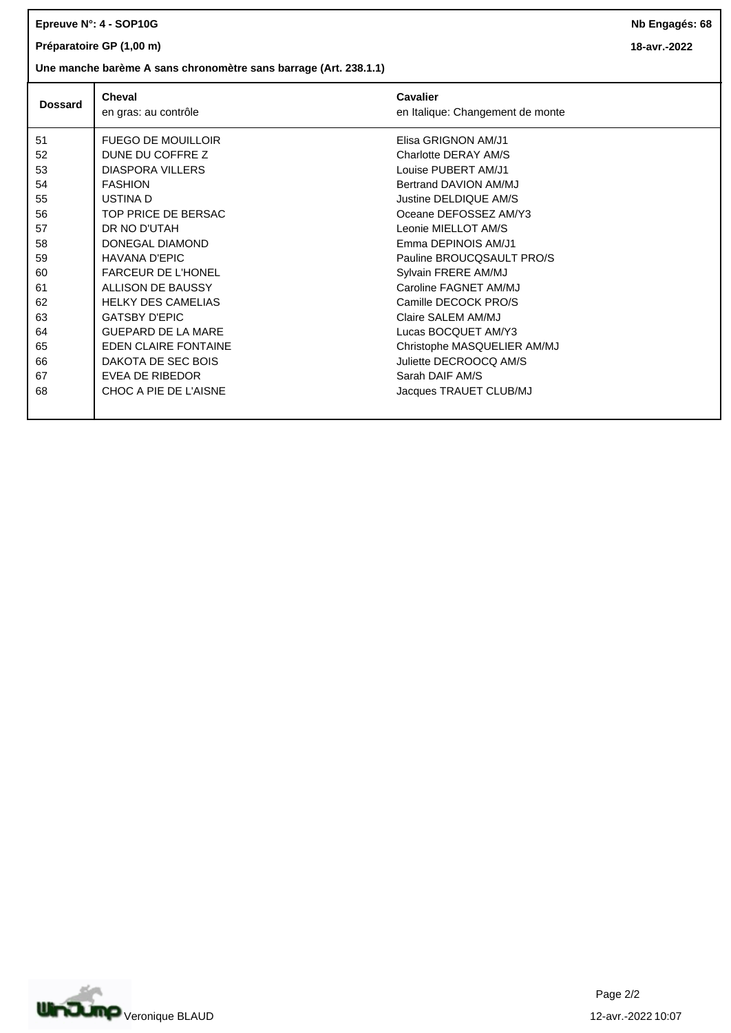**Epreuve N°: 4 - SOP10G** **Nb Engagés: 68**

**Préparatoire GP (1,00 m)** **18-avr.-2022**

**Une manche barème A sans chronomètre sans barrage (Art. 238.1.1)**

| Dossard | Cheval<br>en gras: au contrôle | Cavalier<br>en Italique: Changement de monte |
|---|---|---|
| 51 | FUEGO DE MOUILLOIR | Elisa GRIGNON AM/J1 |
| 52 | DUNE DU COFFRE Z | Charlotte DERAY AM/S |
| 53 | DIASPORA VILLERS | Louise PUBERT AM/J1 |
| 54 | FASHION | Bertrand DAVION AM/MJ |
| 55 | USTINA D | Justine DELDIQUE AM/S |
| 56 | TOP PRICE DE BERSAC | Oceane DEFOSSEZ AM/Y3 |
| 57 | DR NO D'UTAH | Leonie MIELLOT AM/S |
| 58 | DONEGAL DIAMOND | Emma DEPINOIS AM/J1 |
| 59 | HAVANA D'EPIC | Pauline BROUCQSAULT PRO/S |
| 60 | FARCEUR DE L'HONEL | Sylvain FRERE AM/MJ |
| 61 | ALLISON DE BAUSSY | Caroline FAGNET AM/MJ |
| 62 | HELKY DES CAMELIAS | Camille DECOCK PRO/S |
| 63 | GATSBY D'EPIC | Claire SALEM AM/MJ |
| 64 | GUEPARD DE LA MARE | Lucas BOCQUET AM/Y3 |
| 65 | EDEN CLAIRE FONTAINE | Christophe MASQUELIER AM/MJ |
| 66 | DAKOTA DE SEC BOIS | Juliette DECROOCQ AM/S |
| 67 | EVEA DE RIBEDOR | Sarah DAIF AM/S |
| 68 | CHOC A PIE DE L'AISNE | Jacques TRAUET CLUB/MJ |

WinJump Veronique BLAUD

12-avr.-2022 10:07